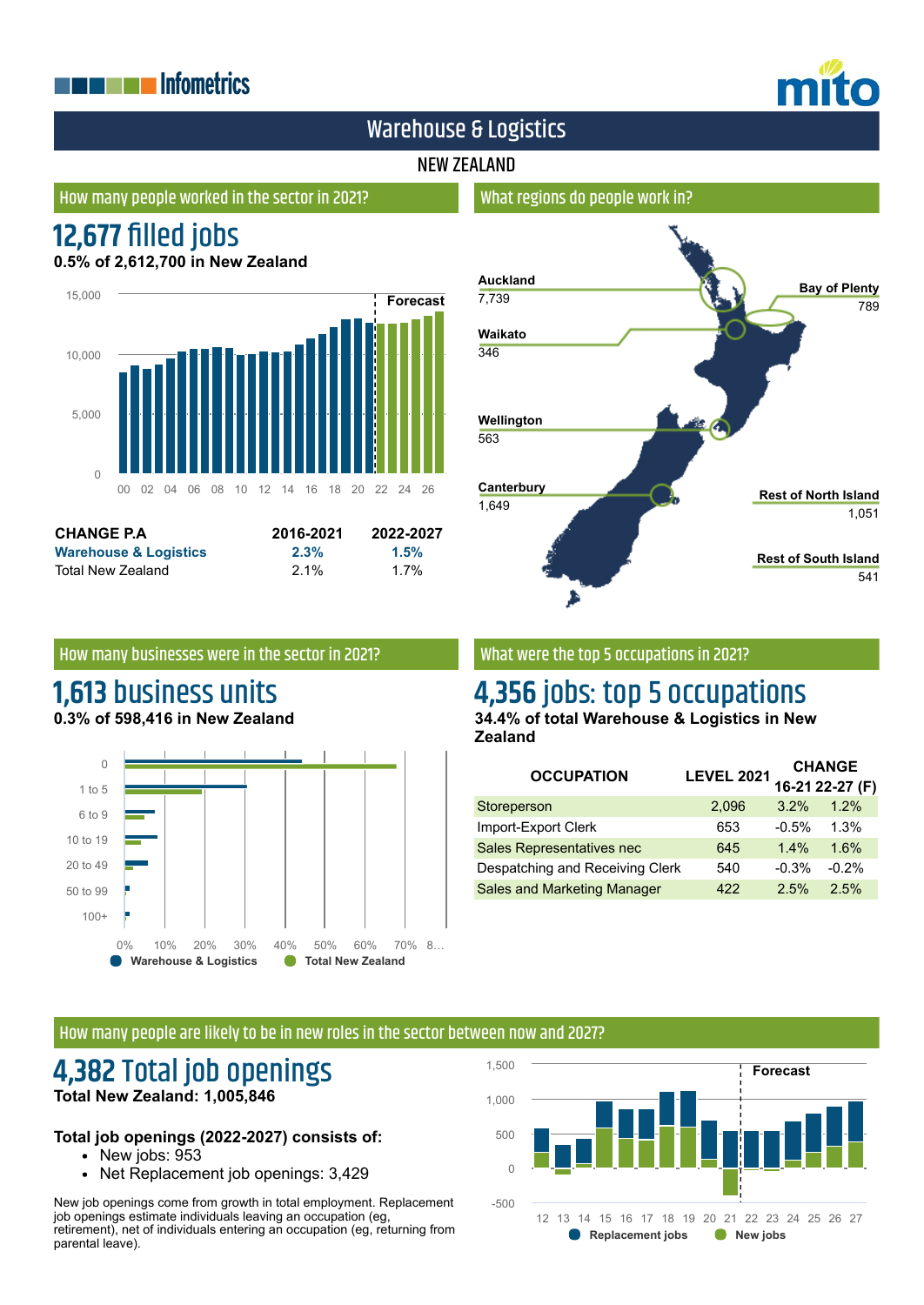# Warehouse & Logistics

NEW ZEALAND

## How many people worked in the sector in 2021?

# 12,677 filled jobs

**0.5% of 2,612,700 in New Zealand**

| CHANGE P.A | 2016-2021 | 2022-2027 |
|---|---|---|
| **Warehouse & Logistics** | **2.3%** | **1.5%** |
| Total New Zealand | 2.1% | 1.7% |

## What regions do people work in?

- **Auckland** 7,739
- **Bay of Plenty** 789
- **Waikato** 346
- **Wellington** 563
- **Canterbury** 1,649
- **Rest of North Island** 1,051
- **Rest of South Island** 541

## How many businesses were in the sector in 2021?

# 1,613 business units

**0.3% of 598,416 in New Zealand**

## What were the top 5 occupations in 2021?

# 4,356 jobs: top 5 occupations

**34.4% of total Warehouse & Logistics in New Zealand**

| OCCUPATION | LEVEL 2021 | CHANGE 16-21 | 22-27 (F) |
|---|---|---|---|
| Storeperson | 2,096 | 3.2% | 1.2% |
| Import-Export Clerk | 653 | -0.5% | 1.3% |
| Sales Representatives nec | 645 | 1.4% | 1.6% |
| Despatching and Receiving Clerk | 540 | -0.3% | -0.2% |
| Sales and Marketing Manager | 422 | 2.5% | 2.5% |

## How many people are likely to be in new roles in the sector between now and 2027?

# 4,382 Total job openings

**Total New Zealand: 1,005,846**

**Total job openings (2022-2027) consists of:**

- New jobs: 953
- Net Replacement job openings: 3,429

New job openings come from growth in total employment. Replacement job openings estimate individuals leaving an occupation (eg, retirement), net of individuals entering an occupation (eg, returning from parental leave).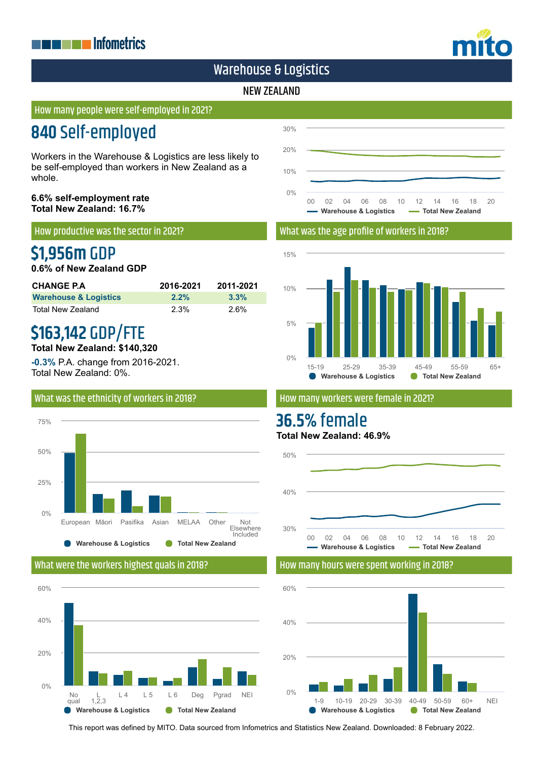# Warehouse & Logistics

## NEW ZEALAND

### How many people were self-employed in 2021?

## 840 Self-employed

Workers in the Warehouse & Logistics are less likely to be self-employed than workers in New Zealand as a whole.

**6.6% self-employment rate**
**Total New Zealand: 16.7%**

30%
20%
10%
0%
00 02 04 06 08 10 12 14 16 18 20
Warehouse & Logistics
Total New Zealand

### How productive was the sector in 2021?

## $1,956m GDP

**0.6% of New Zealand GDP**

| CHANGE P.A | 2016-2021 | 2011-2021 |
| --- | --- | --- |
| **Warehouse & Logistics** | **2.2%** | **3.3%** |
| Total New Zealand | 2.3% | 2.6% |

## $163,142 GDP/FTE

**Total New Zealand: $140,320**

-0.3% P.A. change from 2016-2021.
Total New Zealand: 0%.

### What was the age profile of workers in 2018?

15%
10%
5%
0%
15-19 25-29 35-39 45-49 55-59 65+
Warehouse & Logistics
Total New Zealand

### What was the ethnicity of workers in 2018?

75%
50%
25%
0%
European Māori Pasifika Asian MELAA Other Not Elsewhere Included
Warehouse & Logistics
Total New Zealand

### How many workers were female in 2021?

## 36.5% female

**Total New Zealand: 46.9%**

50%
40%
30%
00 02 04 06 08 10 12 14 16 18 20
Warehouse & Logistics
Total New Zealand

### What were the workers highest quals in 2018?

60%
40%
20%
0%
No qual L 1,2,3 L 4 L 5 L 6 Deg Pgrad NEI
Warehouse & Logistics
Total New Zealand

### How many hours were spent working in 2018?

60%
40%
20%
0%
1-9 10-19 20-29 30-39 40-49 50-59 60+ NEI
Warehouse & Logistics
Total New Zealand

This report was defined by MITO. Data sourced from Infometrics and Statistics New Zealand. Downloaded: 8 February 2022.